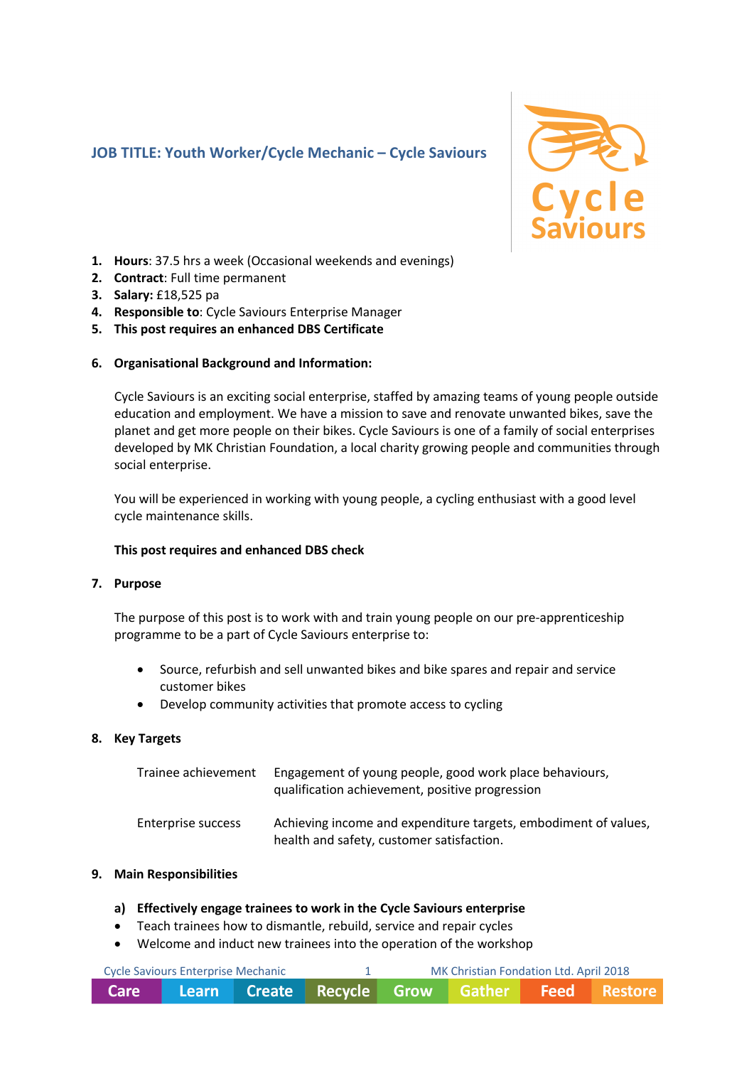# JOB TITLE: Youth Worker/Cycle Mechanic – Cycle Saviours

Cycle Saviours

1. **Hours**: 37.5 hrs a week (Occasional weekends and evenings)
2. **Contract**: Full time permanent
3. **Salary:** £18,525 pa
4. **Responsible to**: Cycle Saviours Enterprise Manager
5. **This post requires an enhanced DBS Certificate**

6. **Organisational Background and Information:**

   Cycle Saviours is an exciting social enterprise, staffed by amazing teams of young people outside education and employment. We have a mission to save and renovate unwanted bikes, save the planet and get more people on their bikes. Cycle Saviours is one of a family of social enterprises developed by MK Christian Foundation, a local charity growing people and communities through social enterprise.

   You will be experienced in working with young people, a cycling enthusiast with a good level cycle maintenance skills.

   **This post requires and enhanced DBS check**

7. **Purpose**

   The purpose of this post is to work with and train young people on our pre-apprenticeship programme to be a part of Cycle Saviours enterprise to:

   - Source, refurbish and sell unwanted bikes and bike spares and repair and service customer bikes
   - Develop community activities that promote access to cycling

8. **Key Targets**

| | |
|---|---|
| Trainee achievement | Engagement of young people, good work place behaviours, qualification achievement, positive progression |
| Enterprise success | Achieving income and expenditure targets, embodiment of values, health and safety, customer satisfaction. |

9. **Main Responsibilities**

   a) **Effectively engage trainees to work in the Cycle Saviours enterprise**
   - Teach trainees how to dismantle, rebuild, service and repair cycles
   - Welcome and induct new trainees into the operation of the workshop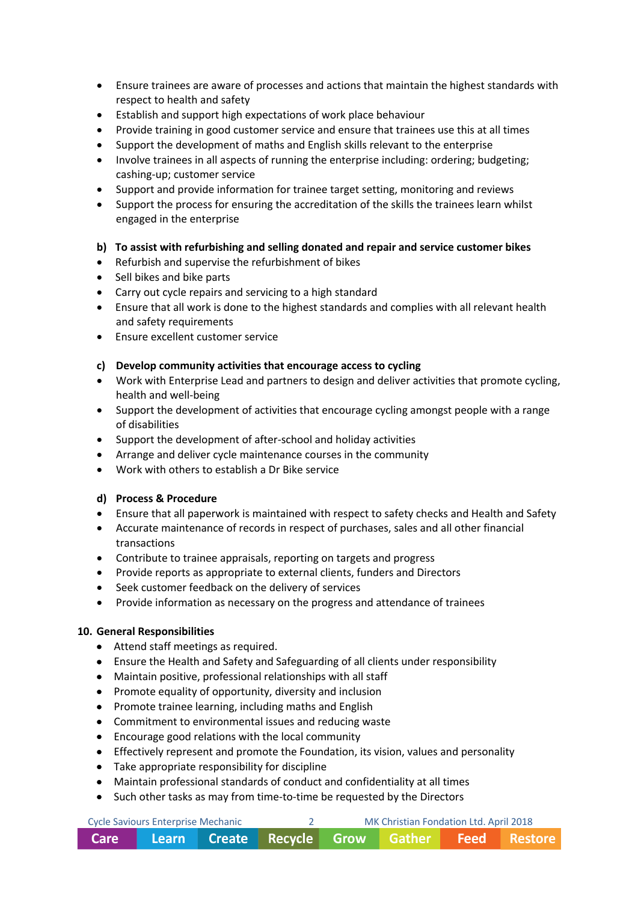- Ensure trainees are aware of processes and actions that maintain the highest standards with respect to health and safety
- Establish and support high expectations of work place behaviour
- Provide training in good customer service and ensure that trainees use this at all times
- Support the development of maths and English skills relevant to the enterprise
- Involve trainees in all aspects of running the enterprise including: ordering; budgeting; cashing-up; customer service
- Support and provide information for trainee target setting, monitoring and reviews
- Support the process for ensuring the accreditation of the skills the trainees learn whilst engaged in the enterprise

**b) To assist with refurbishing and selling donated and repair and service customer bikes**

- Refurbish and supervise the refurbishment of bikes
- Sell bikes and bike parts
- Carry out cycle repairs and servicing to a high standard
- Ensure that all work is done to the highest standards and complies with all relevant health and safety requirements
- Ensure excellent customer service

**c) Develop community activities that encourage access to cycling**

- Work with Enterprise Lead and partners to design and deliver activities that promote cycling, health and well-being
- Support the development of activities that encourage cycling amongst people with a range of disabilities
- Support the development of after-school and holiday activities
- Arrange and deliver cycle maintenance courses in the community
- Work with others to establish a Dr Bike service

**d) Process & Procedure**

- Ensure that all paperwork is maintained with respect to safety checks and Health and Safety
- Accurate maintenance of records in respect of purchases, sales and all other financial transactions
- Contribute to trainee appraisals, reporting on targets and progress
- Provide reports as appropriate to external clients, funders and Directors
- Seek customer feedback on the delivery of services
- Provide information as necessary on the progress and attendance of trainees

## 10. General Responsibilities

- Attend staff meetings as required.
- Ensure the Health and Safety and Safeguarding of all clients under responsibility
- Maintain positive, professional relationships with all staff
- Promote equality of opportunity, diversity and inclusion
- Promote trainee learning, including maths and English
- Commitment to environmental issues and reducing waste
- Encourage good relations with the local community
- Effectively represent and promote the Foundation, its vision, values and personality
- Take appropriate responsibility for discipline
- Maintain professional standards of conduct and confidentiality at all times
- Such other tasks as may from time-to-time be requested by the Directors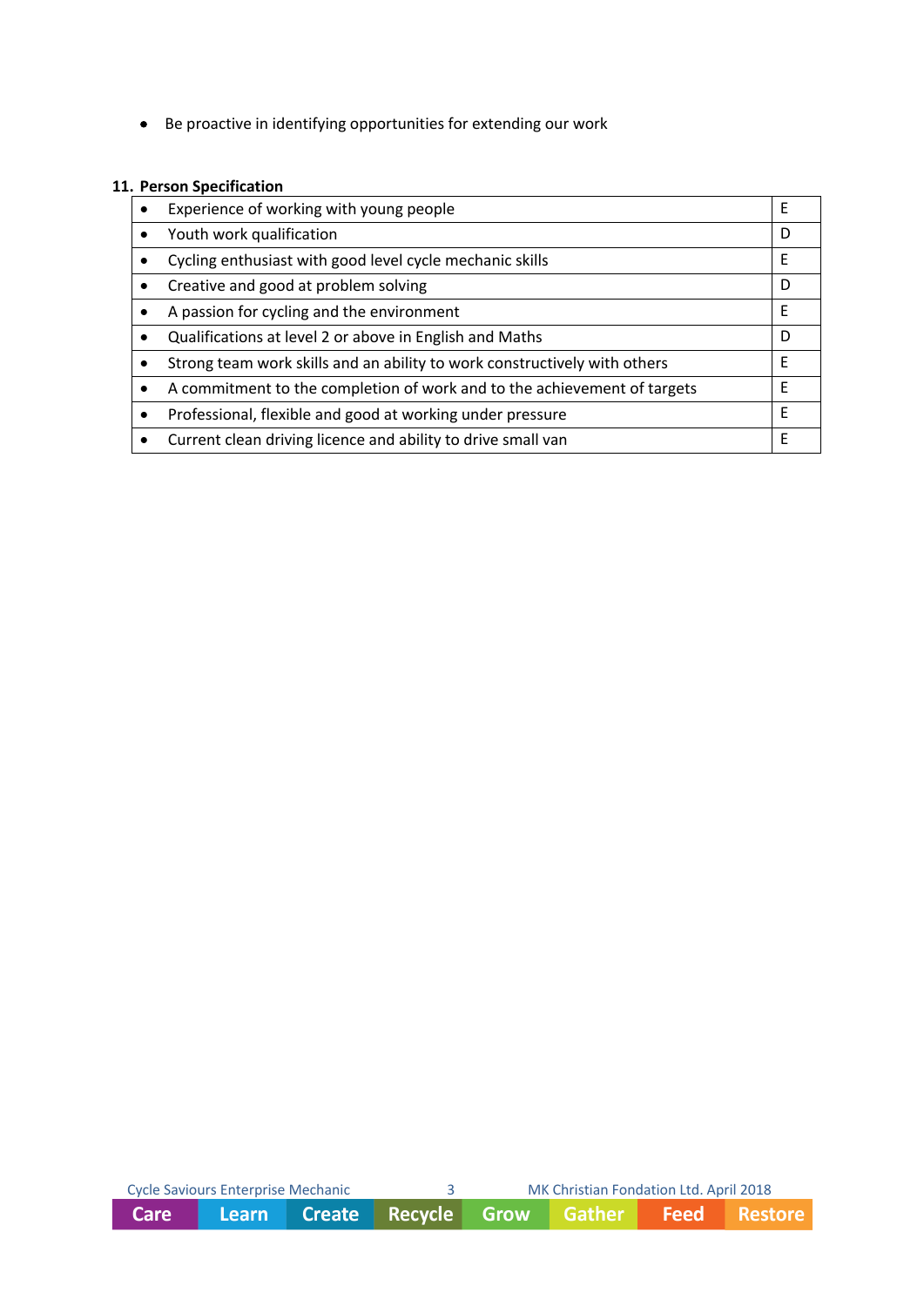- Be proactive in identifying opportunities for extending our work

**11. Person Specification**

| | |
|---|---|
| • Experience of working with young people | E |
| • Youth work qualification | D |
| • Cycling enthusiast with good level cycle mechanic skills | E |
| • Creative and good at problem solving | D |
| • A passion for cycling and the environment | E |
| • Qualifications at level 2 or above in English and Maths | D |
| • Strong team work skills and an ability to work constructively with others | E |
| • A commitment to the completion of work and to the achievement of targets | E |
| • Professional, flexible and good at working under pressure | E |
| • Current clean driving licence and ability to drive small van | E |